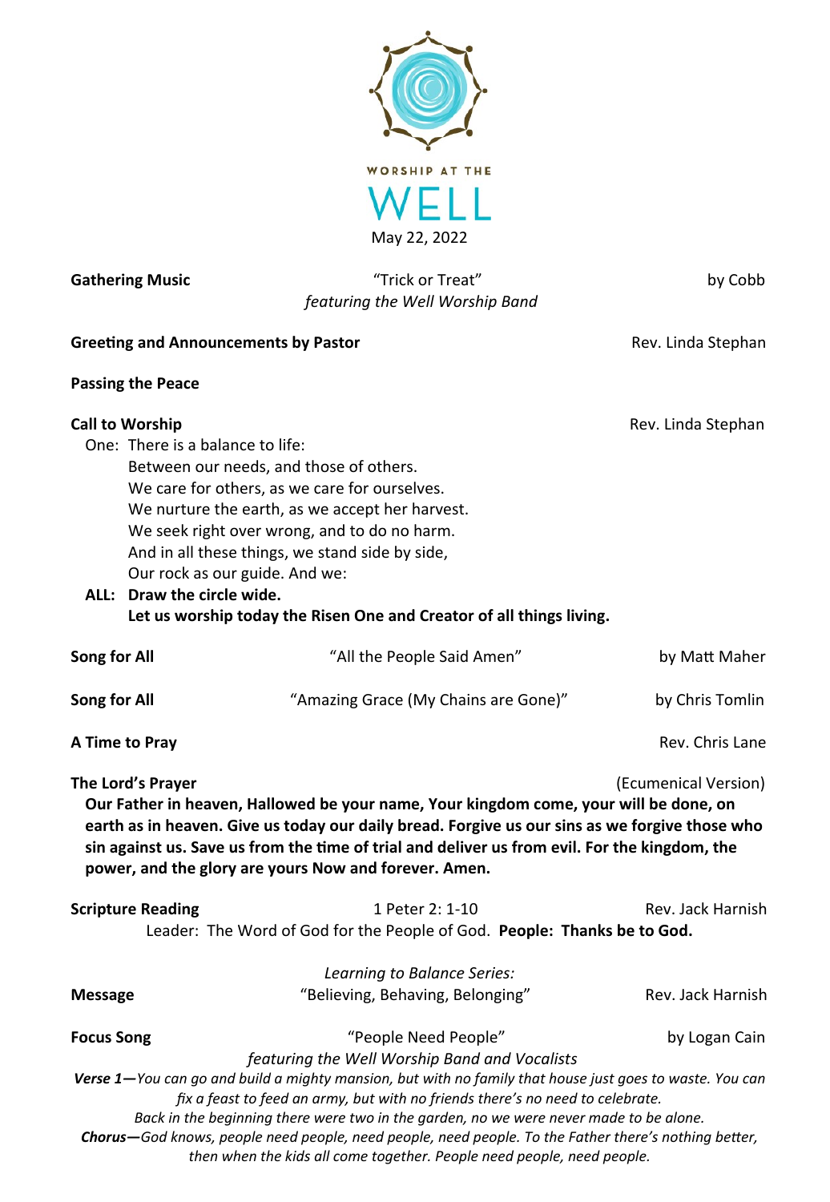WORSHIP AT THE

# WELL

May 22, 2022

**Gathering Music** "Trick or Treat" by Cobb
*featuring the Well Worship Band*

**Greeting and Announcements by Pastor** Rev. Linda Stephan

**Passing the Peace**

**Call to Worship** Rev. Linda Stephan

One: There is a balance to life:
Between our needs, and those of others.
We care for others, as we care for ourselves.
We nurture the earth, as we accept her harvest.
We seek right over wrong, and to do no harm.
And in all these things, we stand side by side,
Our rock as our guide. And we:

**ALL: Draw the circle wide.**
**Let us worship today the Risen One and Creator of all things living.**

**Song for All** "All the People Said Amen" by Matt Maher

**Song for All** "Amazing Grace (My Chains are Gone)" by Chris Tomlin

**A Time to Pray** Rev. Chris Lane

**The Lord's Prayer** (Ecumenical Version)

**Our Father in heaven, Hallowed be your name, Your kingdom come, your will be done, on earth as in heaven. Give us today our daily bread. Forgive us our sins as we forgive those who sin against us. Save us from the time of trial and deliver us from evil. For the kingdom, the power, and the glory are yours Now and forever. Amen.**

**Scripture Reading** 1 Peter 2: 1-10 Rev. Jack Harnish

Leader: The Word of God for the People of God. **People: Thanks be to God.**

*Learning to Balance Series:*

**Message** "Believing, Behaving, Belonging" Rev. Jack Harnish

**Focus Song** "People Need People" by Logan Cain
*featuring the Well Worship Band and Vocalists*

***Verse 1****—You can go and build a mighty mansion, but with no family that house just goes to waste. You can fix a feast to feed an army, but with no friends there's no need to celebrate.*
*Back in the beginning there were two in the garden, no we were never made to be alone.*
***Chorus****—God knows, people need people, need people, need people. To the Father there's nothing better, then when the kids all come together. People need people, need people.*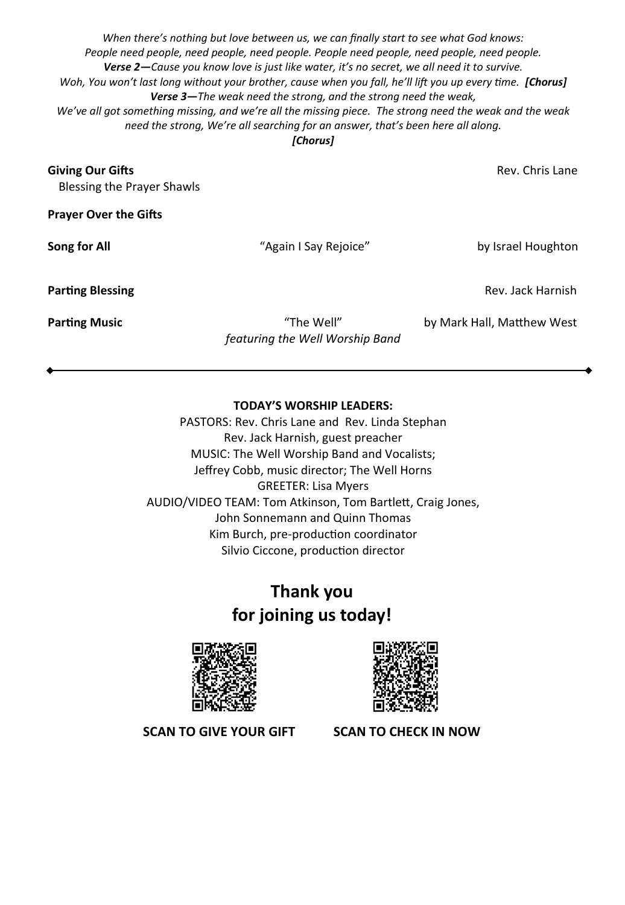*When there's nothing but love between us, we can finally start to see what God knows:*
*People need people, need people, need people. People need people, need people, need people.*
***Verse 2—****Cause you know love is just like water, it's no secret, we all need it to survive.*
*Woh, You won't last long without your brother, cause when you fall, he'll lift you up every time.* ***[Chorus]***
***Verse 3—****The weak need the strong, and the strong need the weak,*
*We've all got something missing, and we're all the missing piece. The strong need the weak and the weak need the strong, We're all searching for an answer, that's been here all along.*
***[Chorus]***

**Giving Our Gifts** — Rev. Chris Lane
Blessing the Prayer Shawls

**Prayer Over the Gifts**

**Song for All** — "Again I Say Rejoice" — by Israel Houghton

**Parting Blessing** — Rev. Jack Harnish

**Parting Music** — "The Well" — by Mark Hall, Matthew West
*featuring the Well Worship Band*

---

**TODAY'S WORSHIP LEADERS:**
PASTORS: Rev. Chris Lane and Rev. Linda Stephan
Rev. Jack Harnish, guest preacher
MUSIC: The Well Worship Band and Vocalists;
Jeffrey Cobb, music director; The Well Horns
GREETER: Lisa Myers
AUDIO/VIDEO TEAM: Tom Atkinson, Tom Bartlett, Craig Jones,
John Sonnemann and Quinn Thomas
Kim Burch, pre-production coordinator
Silvio Ciccone, production director

## Thank you for joining us today!

**SCAN TO GIVE YOUR GIFT** **SCAN TO CHECK IN NOW**